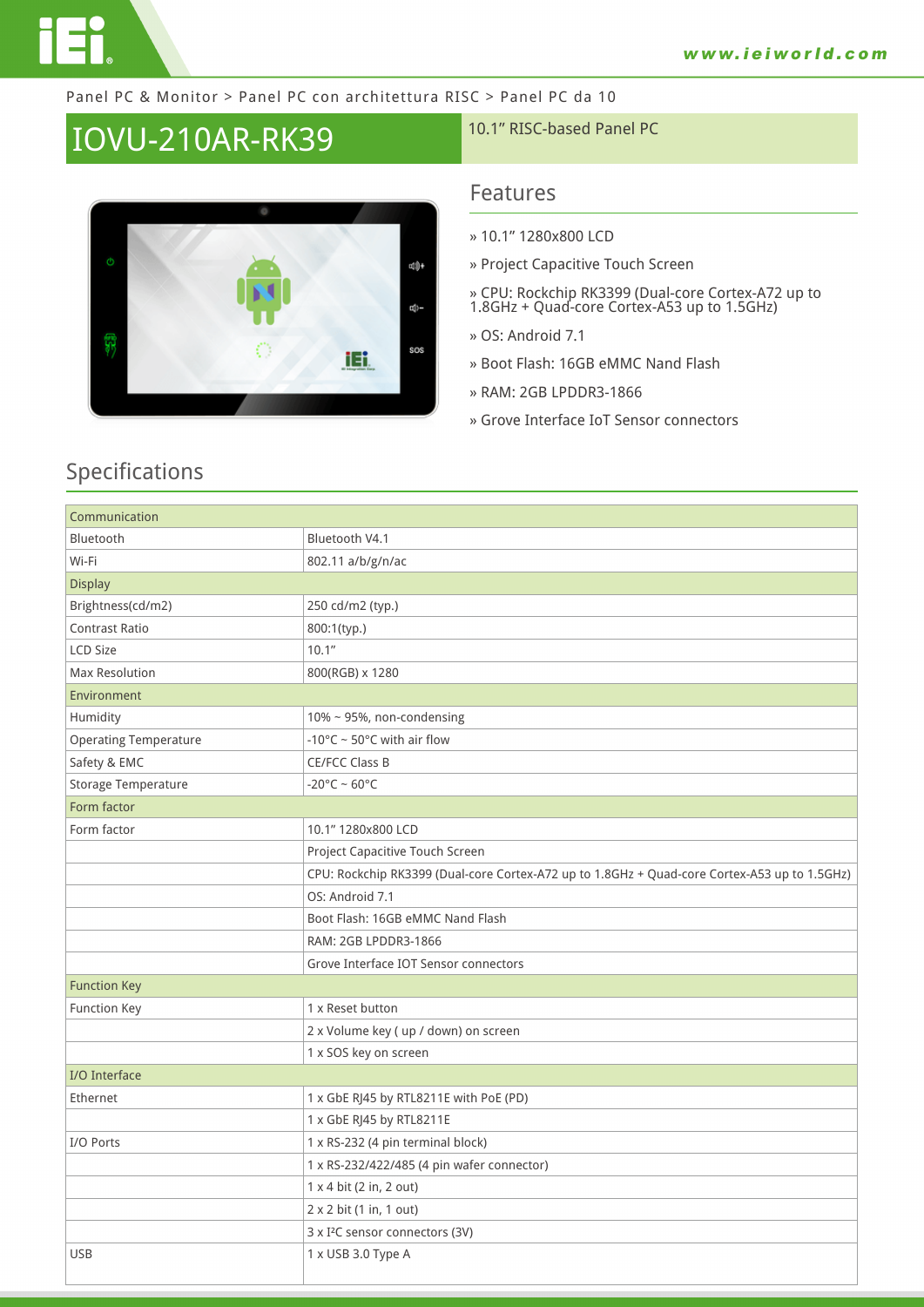Panel PC & Monitor > Panel PC con architettura RISC > Panel PC da 10

# IOVU-210AR-RK39

10.1" RISC-based Panel PC

## Features

» 10.1" 1280x800 LCD

» Project Capacitive Touch Screen

» CPU: Rockchip RK3399 (Dual-core Cortex-A72 up to 1.8GHz + Quad-core Cortex-A53 up to 1.5GHz)

» OS: Android 7.1

» Boot Flash: 16GB eMMC Nand Flash

» RAM: 2GB LPDDR3-1866

» Grove Interface IoT Sensor connectors

## Specifications

| Communication | |
|---|---|
| Bluetooth | Bluetooth V4.1 |
| Wi-Fi | 802.11 a/b/g/n/ac |
| **Display** | |
| Brightness(cd/m2) | 250 cd/m2 (typ.) |
| Contrast Ratio | 800:1(typ.) |
| LCD Size | 10.1" |
| Max Resolution | 800(RGB) x 1280 |
| **Environment** | |
| Humidity | 10% ~ 95%, non-condensing |
| Operating Temperature | -10°C ~ 50°C with air flow |
| Safety & EMC | CE/FCC Class B |
| Storage Temperature | -20°C ~ 60°C |
| **Form factor** | |
| Form factor | 10.1" 1280x800 LCD |
| | Project Capacitive Touch Screen |
| | CPU: Rockchip RK3399 (Dual-core Cortex-A72 up to 1.8GHz + Quad-core Cortex-A53 up to 1.5GHz) |
| | OS: Android 7.1 |
| | Boot Flash: 16GB eMMC Nand Flash |
| | RAM: 2GB LPDDR3-1866 |
| | Grove Interface IOT Sensor connectors |
| **Function Key** | |
| Function Key | 1 x Reset button |
| | 2 x Volume key ( up / down) on screen |
| | 1 x SOS key on screen |
| **I/O Interface** | |
| Ethernet | 1 x GbE RJ45 by RTL8211E with PoE (PD) |
| | 1 x GbE RJ45 by RTL8211E |
| I/O Ports | 1 x RS-232 (4 pin terminal block) |
| | 1 x RS-232/422/485 (4 pin wafer connector) |
| | 1 x 4 bit (2 in, 2 out) |
| | 2 x 2 bit (1 in, 1 out) |
| | 3 x I²C sensor connectors (3V) |
| USB | 1 x USB 3.0 Type A |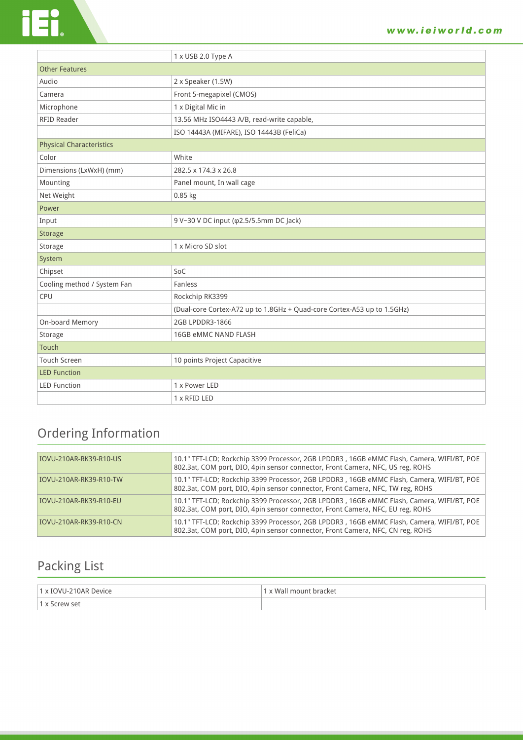| | |
|---|---|
| | 1 x USB 2.0 Type A |
| Other Features | |
| Audio | 2 x Speaker (1.5W) |
| Camera | Front 5-megapixel (CMOS) |
| Microphone | 1 x Digital Mic in |
| RFID Reader | 13.56 MHz ISO4443 A/B, read-write capable, |
| | ISO 14443A (MIFARE), ISO 14443B (FeliCa) |
| Physical Characteristics | |
| Color | White |
| Dimensions (LxWxH) (mm) | 282.5 x 174.3 x 26.8 |
| Mounting | Panel mount, In wall cage |
| Net Weight | 0.85 kg |
| Power | |
| Input | 9 V~30 V DC input (φ2.5/5.5mm DC Jack) |
| Storage | |
| Storage | 1 x Micro SD slot |
| System | |
| Chipset | SoC |
| Cooling method / System Fan | Fanless |
| CPU | Rockchip RK3399 |
| | (Dual-core Cortex-A72 up to 1.8GHz + Quad-core Cortex-A53 up to 1.5GHz) |
| On-board Memory | 2GB LPDDR3-1866 |
| Storage | 16GB eMMC NAND FLASH |
| Touch | |
| Touch Screen | 10 points Project Capacitive |
| LED Function | |
| LED Function | 1 x Power LED |
| | 1 x RFID LED |

## Ordering Information

| | |
|---|---|
| IOVU-210AR-RK39-R10-US | 10.1" TFT-LCD; Rockchip 3399 Processor, 2GB LPDDR3 , 16GB eMMC Flash, Camera, WIFI/BT, POE 802.3at, COM port, DIO, 4pin sensor connector, Front Camera, NFC, US reg, ROHS |
| IOVU-210AR-RK39-R10-TW | 10.1" TFT-LCD; Rockchip 3399 Processor, 2GB LPDDR3 , 16GB eMMC Flash, Camera, WIFI/BT, POE 802.3at, COM port, DIO, 4pin sensor connector, Front Camera, NFC, TW reg, ROHS |
| IOVU-210AR-RK39-R10-EU | 10.1" TFT-LCD; Rockchip 3399 Processor, 2GB LPDDR3 , 16GB eMMC Flash, Camera, WIFI/BT, POE 802.3at, COM port, DIO, 4pin sensor connector, Front Camera, NFC, EU reg, ROHS |
| IOVU-210AR-RK39-R10-CN | 10.1" TFT-LCD; Rockchip 3399 Processor, 2GB LPDDR3 , 16GB eMMC Flash, Camera, WIFI/BT, POE 802.3at, COM port, DIO, 4pin sensor connector, Front Camera, NFC, CN reg, ROHS |

## Packing List

| | |
|---|---|
| 1 x IOVU-210AR Device | 1 x Wall mount bracket |
| 1 x Screw set | |